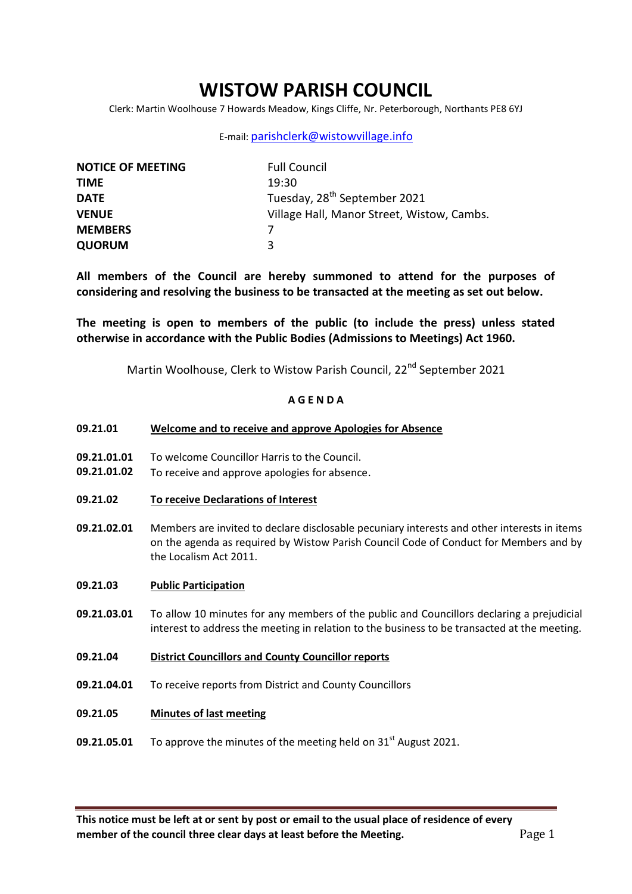# WISTOW PARISH COUNCIL

Clerk: Martin Woolhouse 7 Howards Meadow, Kings Cliffe, Nr. Peterborough, Northants PE8 6YJ

E-mail: parishclerk@wistowvillage.info

| | |
|---|---|
| **NOTICE OF MEETING** | Full Council |
| **TIME** | 19:30 |
| **DATE** | Tuesday, 28th September 2021 |
| **VENUE** | Village Hall, Manor Street, Wistow, Cambs. |
| **MEMBERS** | 7 |
| **QUORUM** | 3 |

**All members of the Council are hereby summoned to attend for the purposes of considering and resolving the business to be transacted at the meeting as set out below.**

**The meeting is open to members of the public (to include the press) unless stated otherwise in accordance with the Public Bodies (Admissions to Meetings) Act 1960.**

Martin Woolhouse, Clerk to Wistow Parish Council, 22nd September 2021

## A G E N D A

**09.21.01** **Welcome and to receive and approve Apologies for Absence**

**09.21.01.01** To welcome Councillor Harris to the Council.

**09.21.01.02** To receive and approve apologies for absence.

**09.21.02** **To receive Declarations of Interest**

**09.21.02.01** Members are invited to declare disclosable pecuniary interests and other interests in items on the agenda as required by Wistow Parish Council Code of Conduct for Members and by the Localism Act 2011.

**09.21.03** **Public Participation**

**09.21.03.01** To allow 10 minutes for any members of the public and Councillors declaring a prejudicial interest to address the meeting in relation to the business to be transacted at the meeting.

**09.21.04** **District Councillors and County Councillor reports**

**09.21.04.01** To receive reports from District and County Councillors

**09.21.05** **Minutes of last meeting**

**09.21.05.01** To approve the minutes of the meeting held on 31st August 2021.

**This notice must be left at or sent by post or email to the usual place of residence of every member of the council three clear days at least before the Meeting.**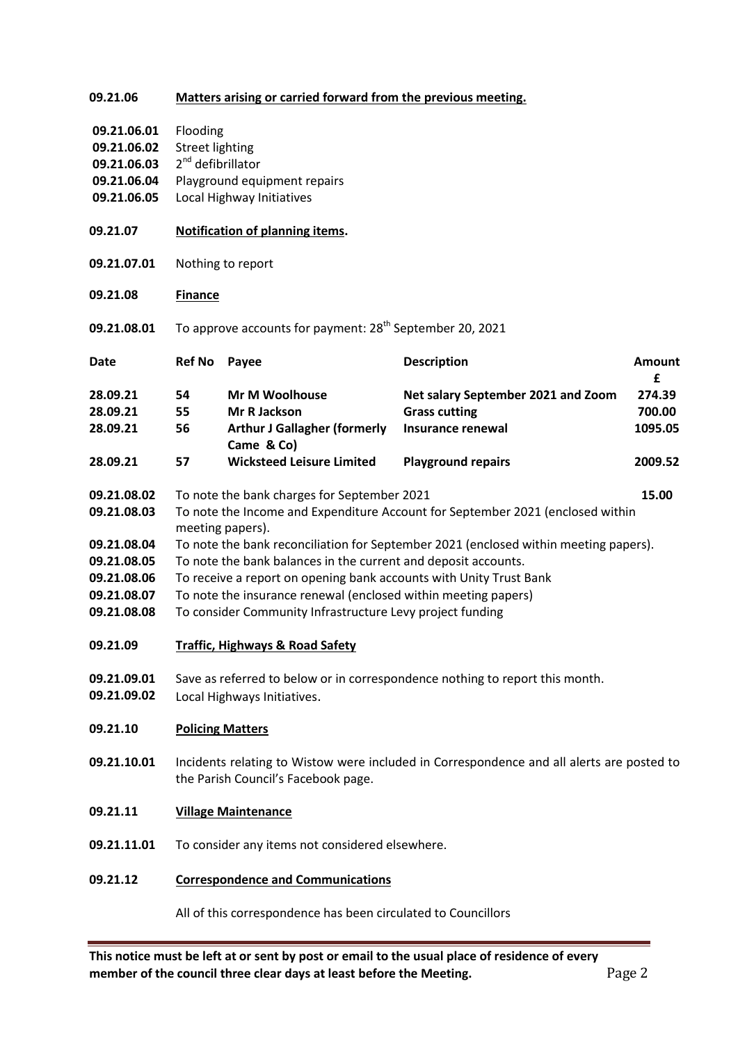**09.21.06** **Matters arising or carried forward from the previous meeting.**

**09.21.06.01** Flooding
**09.21.06.02** Street lighting
**09.21.06.03** 2nd defibrillator
**09.21.06.04** Playground equipment repairs
**09.21.06.05** Local Highway Initiatives

**09.21.07** **Notification of planning items.**

**09.21.07.01** Nothing to report

**09.21.08** **Finance**

**09.21.08.01** To approve accounts for payment: 28th September 20, 2021

| Date | Ref No | Payee | Description | Amount £ |
|---|---|---|---|---|
| **28.09.21** | **54** | **Mr M Woolhouse** | **Net salary September 2021 and Zoom** | **274.39** |
| **28.09.21** | **55** | **Mr R Jackson** | **Grass cutting** | **700.00** |
| **28.09.21** | **56** | **Arthur J Gallagher (formerly Came & Co)** | **Insurance renewal** | **1095.05** |
| **28.09.21** | **57** | **Wicksteed Leisure Limited** | **Playground repairs** | **2009.52** |

**09.21.08.02** To note the bank charges for September 2021 **15.00**
**09.21.08.03** To note the Income and Expenditure Account for September 2021 (enclosed within meeting papers).
**09.21.08.04** To note the bank reconciliation for September 2021 (enclosed within meeting papers).
**09.21.08.05** To note the bank balances in the current and deposit accounts.
**09.21.08.06** To receive a report on opening bank accounts with Unity Trust Bank
**09.21.08.07** To note the insurance renewal (enclosed within meeting papers)
**09.21.08.08** To consider Community Infrastructure Levy project funding

**09.21.09** **Traffic, Highways & Road Safety**

**09.21.09.01** Save as referred to below or in correspondence nothing to report this month.
**09.21.09.02** Local Highways Initiatives.

**09.21.10** **Policing Matters**

**09.21.10.01** Incidents relating to Wistow were included in Correspondence and all alerts are posted to the Parish Council's Facebook page.

**09.21.11** **Village Maintenance**

**09.21.11.01** To consider any items not considered elsewhere.

**09.21.12** **Correspondence and Communications**

All of this correspondence has been circulated to Councillors

**This notice must be left at or sent by post or email to the usual place of residence of every member of the council three clear days at least before the Meeting.**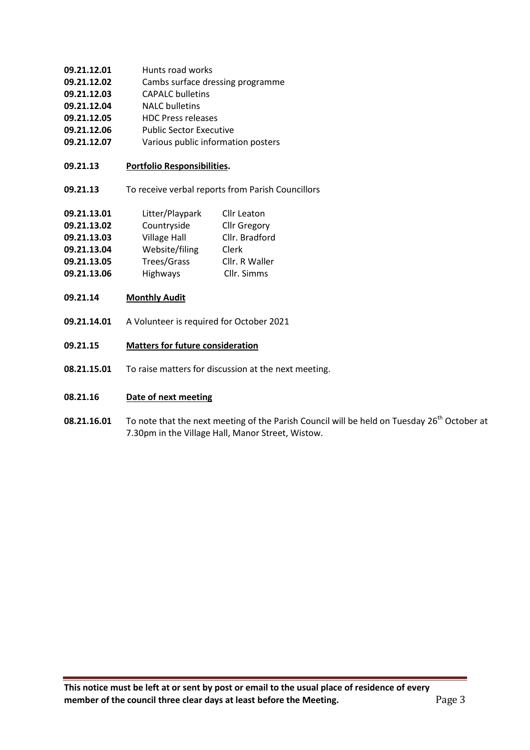**09.21.12.01** Hunts road works
**09.21.12.02** Cambs surface dressing programme
**09.21.12.03** CAPALC bulletins
**09.21.12.04** NALC bulletins
**09.21.12.05** HDC Press releases
**09.21.12.06** Public Sector Executive
**09.21.12.07** Various public information posters

**09.21.13** **<u>Portfolio Responsibilities.</u>**

**09.21.13** To receive verbal reports from Parish Councillors

| | | |
|---|---|---|
| **09.21.13.01** | Litter/Playpark | Cllr Leaton |
| **09.21.13.02** | Countryside | Cllr Gregory |
| **09.21.13.03** | Village Hall | Cllr. Bradford |
| **09.21.13.04** | Website/filing | Clerk |
| **09.21.13.05** | Trees/Grass | Cllr. R Waller |
| **09.21.13.06** | Highways | Cllr. Simms |

**09.21.14** **<u>Monthly Audit</u>**

**09.21.14.01** A Volunteer is required for October 2021

**09.21.15** **<u>Matters for future consideration</u>**

**08.21.15.01** To raise matters for discussion at the next meeting.

**08.21.16** **<u>Date of next meeting</u>**

**08.21.16.01** To note that the next meeting of the Parish Council will be held on Tuesday 26th October at 7.30pm in the Village Hall, Manor Street, Wistow.

**This notice must be left at or sent by post or email to the usual place of residence of every member of the council three clear days at least before the Meeting.**